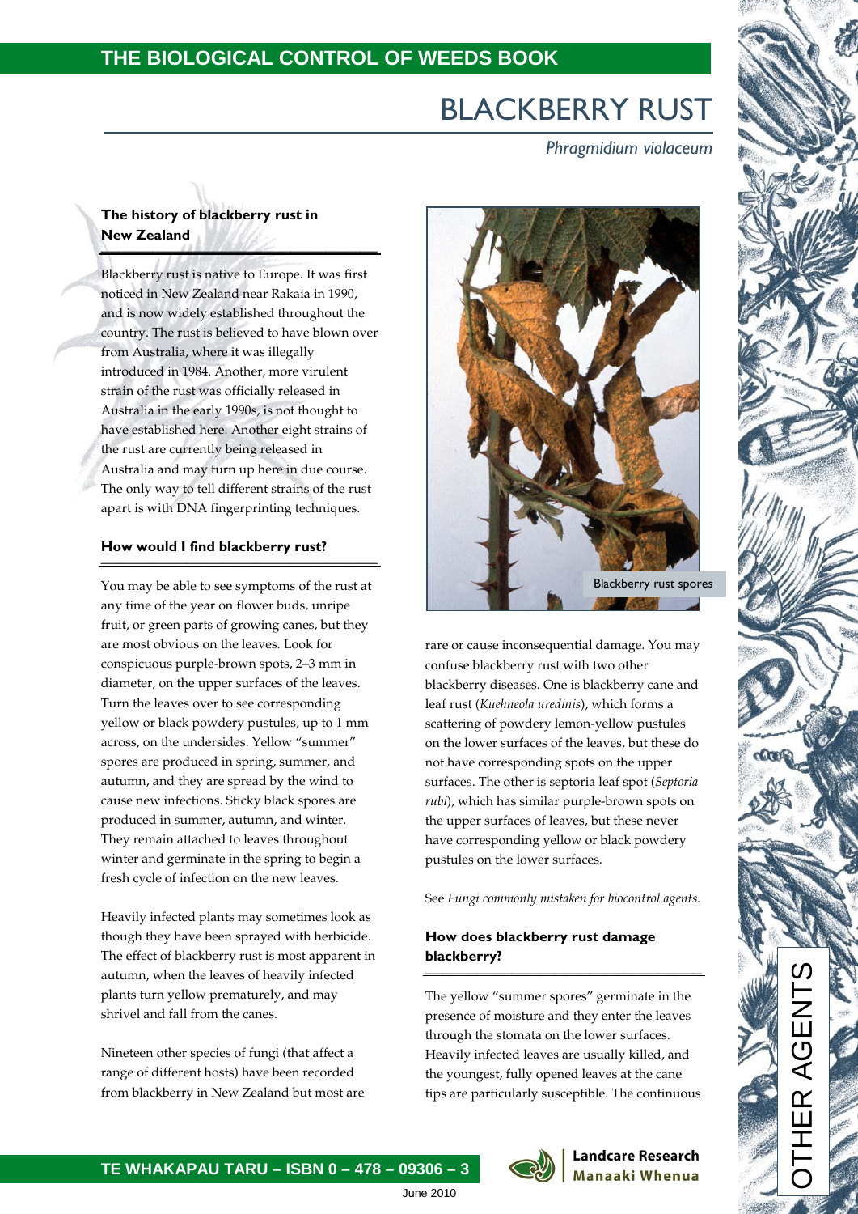# BLACKBERRY RUST

*Phragmidium violaceum*

### The history of blackberry rust in New Zealand

Blackberry rust is native to Europe. It was first noticed in New Zealand near Rakaia in 1990, and is now widely established throughout the country. The rust is believed to have blown over from Australia, where it was illegally introduced in 1984. Another, more virulent strain of the rust was officially released in Australia in the early 1990s, is not thought to have established here. Another eight strains of the rust are currently being released in Australia and may turn up here in due course. The only way to tell different strains of the rust apart is with DNA fingerprinting techniques.

### How would I find blackberry rust?

You may be able to see symptoms of the rust at any time of the year on flower buds, unripe fruit, or green parts of growing canes, but they are most obvious on the leaves. Look for conspicuous purple-brown spots, 2–3 mm in diameter, on the upper surfaces of the leaves. Turn the leaves over to see corresponding yellow or black powdery pustules, up to 1 mm across, on the undersides. Yellow "summer" spores are produced in spring, summer, and autumn, and they are spread by the wind to cause new infections. Sticky black spores are produced in summer, autumn, and winter. They remain attached to leaves throughout winter and germinate in the spring to begin a fresh cycle of infection on the new leaves.

Heavily infected plants may sometimes look as though they have been sprayed with herbicide. The effect of blackberry rust is most apparent in autumn, when the leaves of heavily infected plants turn yellow prematurely, and may shrivel and fall from the canes.

Nineteen other species of fungi (that affect a range of different hosts) have been recorded from blackberry in New Zealand but most are rare or cause inconsequential damage. You may confuse blackberry rust with two other blackberry diseases. One is blackberry cane and leaf rust (*Kuehneola uredinis*), which forms a scattering of powdery lemon-yellow pustules on the lower surfaces of the leaves, but these do not have corresponding spots on the upper surfaces. The other is septoria leaf spot (*Septoria rubi*), which has similar purple-brown spots on the upper surfaces of leaves, but these never have corresponding yellow or black powdery pustules on the lower surfaces.

Blackberry rust spores

See *Fungi commonly mistaken for biocontrol agents.*

### How does blackberry rust damage blackberry?

The yellow "summer spores" germinate in the presence of moisture and they enter the leaves through the stomata on the lower surfaces. Heavily infected leaves are usually killed, and the youngest, fully opened leaves at the cane tips are particularly susceptible. The continuous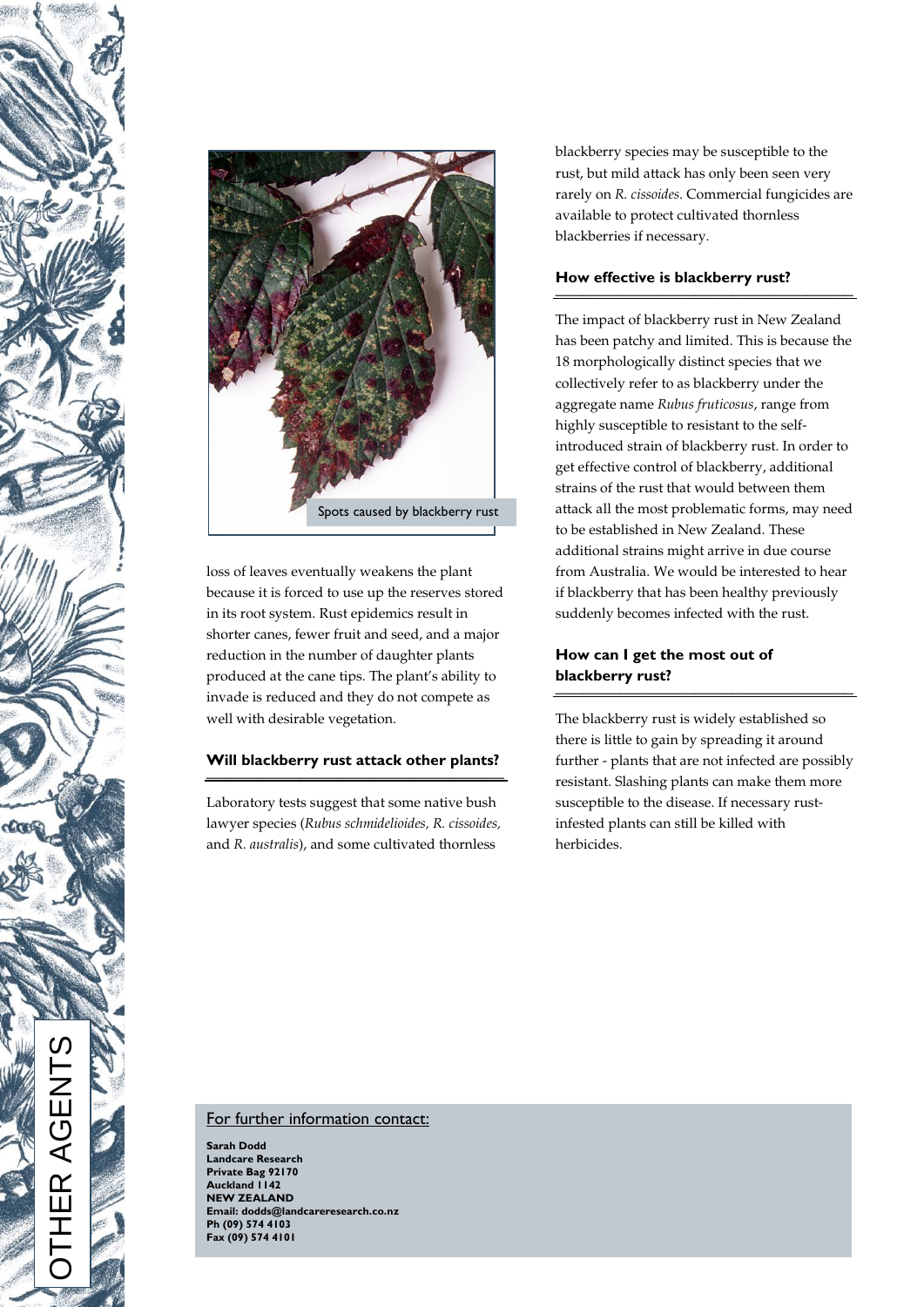Spots caused by blackberry rust

loss of leaves eventually weakens the plant because it is forced to use up the reserves stored in its root system. Rust epidemics result in shorter canes, fewer fruit and seed, and a major reduction in the number of daughter plants produced at the cane tips. The plant's ability to invade is reduced and they do not compete as well with desirable vegetation.

## Will blackberry rust attack other plants?

Laboratory tests suggest that some native bush lawyer species (*Rubus schmidelioides, R. cissoides,* and *R. australis*), and some cultivated thornless blackberry species may be susceptible to the rust, but mild attack has only been seen very rarely on *R. cissoides*. Commercial fungicides are available to protect cultivated thornless blackberries if necessary.

## How effective is blackberry rust?

The impact of blackberry rust in New Zealand has been patchy and limited. This is because the 18 morphologically distinct species that we collectively refer to as blackberry under the aggregate name *Rubus fruticosus*, range from highly susceptible to resistant to the self-introduced strain of blackberry rust. In order to get effective control of blackberry, additional strains of the rust that would between them attack all the most problematic forms, may need to be established in New Zealand. These additional strains might arrive in due course from Australia. We would be interested to hear if blackberry that has been healthy previously suddenly becomes infected with the rust.

## How can I get the most out of blackberry rust?

The blackberry rust is widely established so there is little to gain by spreading it around further - plants that are not infected are possibly resistant. Slashing plants can make them more susceptible to the disease. If necessary rust-infested plants can still be killed with herbicides.

For further information contact:

**Sarah Dodd**
**Landcare Research**
**Private Bag 92170**
**Auckland 1142**
**NEW ZEALAND**
**Email: dodds@landcareresearch.co.nz**
**Ph (09) 574 4103**
**Fax (09) 574 4101**